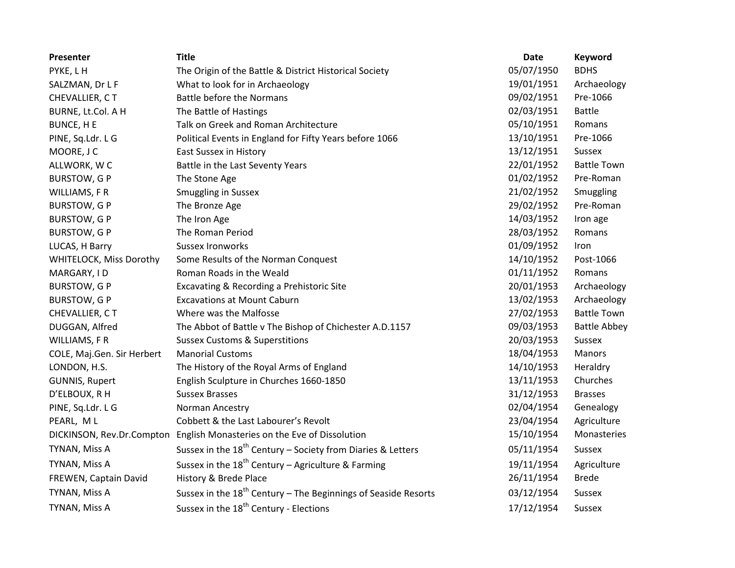| Presenter | Title | Date | Keyword |
| --- | --- | --- | --- |
| PYKE, L H | The Origin of the Battle & District Historical Society | 05/07/1950 | BDHS |
| SALZMAN, Dr L F | What to look for in Archaeology | 19/01/1951 | Archaeology |
| CHEVALLIER, C T | Battle before the Normans | 09/02/1951 | Pre-1066 |
| BURNE, Lt.Col. A H | The Battle of Hastings | 02/03/1951 | Battle |
| BUNCE, H E | Talk on Greek and Roman Architecture | 05/10/1951 | Romans |
| PINE, Sq.Ldr. L G | Political Events in England for Fifty Years before 1066 | 13/10/1951 | Pre-1066 |
| MOORE, J C | East Sussex in History | 13/12/1951 | Sussex |
| ALLWORK, W C | Battle in the Last Seventy Years | 22/01/1952 | Battle Town |
| BURSTOW, G P | The Stone Age | 01/02/1952 | Pre-Roman |
| WILLIAMS, F R | Smuggling in Sussex | 21/02/1952 | Smuggling |
| BURSTOW, G P | The Bronze Age | 29/02/1952 | Pre-Roman |
| BURSTOW, G P | The Iron Age | 14/03/1952 | Iron age |
| BURSTOW, G P | The Roman Period | 28/03/1952 | Romans |
| LUCAS, H Barry | Sussex Ironworks | 01/09/1952 | Iron |
| WHITELOCK, Miss Dorothy | Some Results of the Norman Conquest | 14/10/1952 | Post-1066 |
| MARGARY, I D | Roman Roads in the Weald | 01/11/1952 | Romans |
| BURSTOW, G P | Excavating & Recording a Prehistoric Site | 20/01/1953 | Archaeology |
| BURSTOW, G P | Excavations at Mount Caburn | 13/02/1953 | Archaeology |
| CHEVALLIER, C T | Where was the Malfosse | 27/02/1953 | Battle Town |
| DUGGAN, Alfred | The Abbot of Battle v The Bishop of Chichester A.D.1157 | 09/03/1953 | Battle Abbey |
| WILLIAMS, F R | Sussex Customs & Superstitions | 20/03/1953 | Sussex |
| COLE, Maj.Gen. Sir Herbert | Manorial Customs | 18/04/1953 | Manors |
| LONDON, H.S. | The History of the Royal Arms of England | 14/10/1953 | Heraldry |
| GUNNIS, Rupert | English Sculpture in Churches 1660-1850 | 13/11/1953 | Churches |
| D'ELBOUX, R H | Sussex Brasses | 31/12/1953 | Brasses |
| PINE, Sq.Ldr. L G | Norman Ancestry | 02/04/1954 | Genealogy |
| PEARL, M L | Cobbett & the Last Labourer's Revolt | 23/04/1954 | Agriculture |
| DICKINSON, Rev.Dr.Compton | English Monasteries on the Eve of Dissolution | 15/10/1954 | Monasteries |
| TYNAN, Miss A | Sussex in the 18th Century – Society from Diaries & Letters | 05/11/1954 | Sussex |
| TYNAN, Miss A | Sussex in the 18th Century – Agriculture & Farming | 19/11/1954 | Agriculture |
| FREWEN, Captain David | History & Brede Place | 26/11/1954 | Brede |
| TYNAN, Miss A | Sussex in the 18th Century – The Beginnings of Seaside Resorts | 03/12/1954 | Sussex |
| TYNAN, Miss A | Sussex in the 18th Century - Elections | 17/12/1954 | Sussex |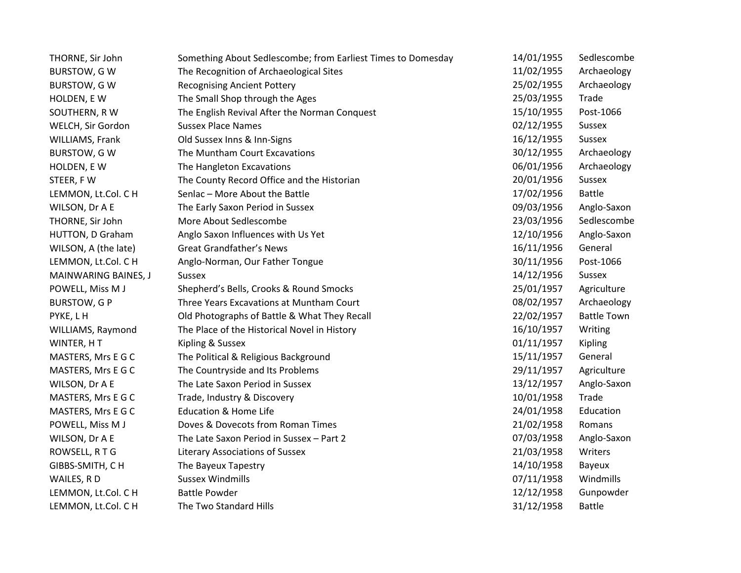| | | | |
|---|---|---|---|
| THORNE, Sir John | Something About Sedlescombe; from Earliest Times to Domesday | 14/01/1955 | Sedlescombe |
| BURSTOW, G W | The Recognition of Archaeological Sites | 11/02/1955 | Archaeology |
| BURSTOW, G W | Recognising Ancient Pottery | 25/02/1955 | Archaeology |
| HOLDEN, E W | The Small Shop through the Ages | 25/03/1955 | Trade |
| SOUTHERN, R W | The English Revival After the Norman Conquest | 15/10/1955 | Post-1066 |
| WELCH, Sir Gordon | Sussex Place Names | 02/12/1955 | Sussex |
| WILLIAMS, Frank | Old Sussex Inns & Inn-Signs | 16/12/1955 | Sussex |
| BURSTOW, G W | The Muntham Court Excavations | 30/12/1955 | Archaeology |
| HOLDEN, E W | The Hangleton Excavations | 06/01/1956 | Archaeology |
| STEER, F W | The County Record Office and the Historian | 20/01/1956 | Sussex |
| LEMMON, Lt.Col. C H | Senlac – More About the Battle | 17/02/1956 | Battle |
| WILSON, Dr A E | The Early Saxon Period in Sussex | 09/03/1956 | Anglo-Saxon |
| THORNE, Sir John | More About Sedlescombe | 23/03/1956 | Sedlescombe |
| HUTTON, D Graham | Anglo Saxon Influences with Us Yet | 12/10/1956 | Anglo-Saxon |
| WILSON, A (the late) | Great Grandfather's News | 16/11/1956 | General |
| LEMMON, Lt.Col. C H | Anglo-Norman, Our Father Tongue | 30/11/1956 | Post-1066 |
| MAINWARING BAINES, J | Sussex | 14/12/1956 | Sussex |
| POWELL, Miss M J | Shepherd's Bells, Crooks & Round Smocks | 25/01/1957 | Agriculture |
| BURSTOW, G P | Three Years Excavations at Muntham Court | 08/02/1957 | Archaeology |
| PYKE, L H | Old Photographs of Battle & What They Recall | 22/02/1957 | Battle Town |
| WILLIAMS, Raymond | The Place of the Historical Novel in History | 16/10/1957 | Writing |
| WINTER, H T | Kipling & Sussex | 01/11/1957 | Kipling |
| MASTERS, Mrs E G C | The Political & Religious Background | 15/11/1957 | General |
| MASTERS, Mrs E G C | The Countryside and Its Problems | 29/11/1957 | Agriculture |
| WILSON, Dr A E | The Late Saxon Period in Sussex | 13/12/1957 | Anglo-Saxon |
| MASTERS, Mrs E G C | Trade, Industry & Discovery | 10/01/1958 | Trade |
| MASTERS, Mrs E G C | Education & Home Life | 24/01/1958 | Education |
| POWELL, Miss M J | Doves & Dovecots from Roman Times | 21/02/1958 | Romans |
| WILSON, Dr A E | The Late Saxon Period in Sussex – Part 2 | 07/03/1958 | Anglo-Saxon |
| ROWSELL, R T G | Literary Associations of Sussex | 21/03/1958 | Writers |
| GIBBS-SMITH, C H | The Bayeux Tapestry | 14/10/1958 | Bayeux |
| WAILES, R D | Sussex Windmills | 07/11/1958 | Windmills |
| LEMMON, Lt.Col. C H | Battle Powder | 12/12/1958 | Gunpowder |
| LEMMON, Lt.Col. C H | The Two Standard Hills | 31/12/1958 | Battle |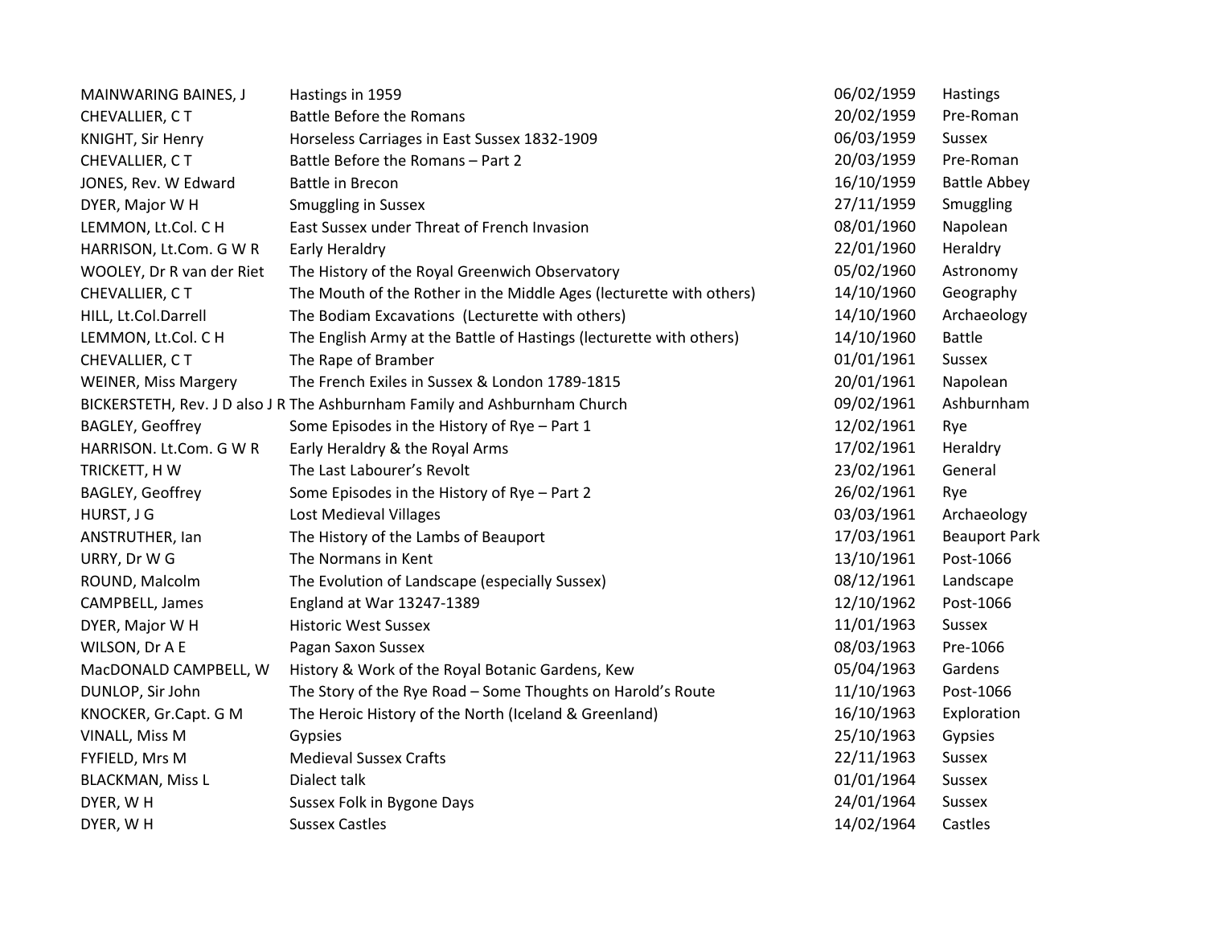| | | | |
|---|---|---|---|
| MAINWARING BAINES, J | Hastings in 1959 | 06/02/1959 | Hastings |
| CHEVALLIER, C T | Battle Before the Romans | 20/02/1959 | Pre-Roman |
| KNIGHT, Sir Henry | Horseless Carriages in East Sussex 1832-1909 | 06/03/1959 | Sussex |
| CHEVALLIER, C T | Battle Before the Romans – Part 2 | 20/03/1959 | Pre-Roman |
| JONES, Rev. W Edward | Battle in Brecon | 16/10/1959 | Battle Abbey |
| DYER, Major W H | Smuggling in Sussex | 27/11/1959 | Smuggling |
| LEMMON, Lt.Col. C H | East Sussex under Threat of French Invasion | 08/01/1960 | Napolean |
| HARRISON, Lt.Com. G W R | Early Heraldry | 22/01/1960 | Heraldry |
| WOOLEY, Dr R van der Riet | The History of the Royal Greenwich Observatory | 05/02/1960 | Astronomy |
| CHEVALLIER, C T | The Mouth of the Rother in the Middle Ages (lecturette with others) | 14/10/1960 | Geography |
| HILL, Lt.Col.Darrell | The Bodiam Excavations (Lecturette with others) | 14/10/1960 | Archaeology |
| LEMMON, Lt.Col. C H | The English Army at the Battle of Hastings (lecturette with others) | 14/10/1960 | Battle |
| CHEVALLIER, C T | The Rape of Bramber | 01/01/1961 | Sussex |
| WEINER, Miss Margery | The French Exiles in Sussex & London 1789-1815 | 20/01/1961 | Napolean |
| BICKERSTETH, Rev. J D also J R | The Ashburnham Family and Ashburnham Church | 09/02/1961 | Ashburnham |
| BAGLEY, Geoffrey | Some Episodes in the History of Rye – Part 1 | 12/02/1961 | Rye |
| HARRISON. Lt.Com. G W R | Early Heraldry & the Royal Arms | 17/02/1961 | Heraldry |
| TRICKETT, H W | The Last Labourer's Revolt | 23/02/1961 | General |
| BAGLEY, Geoffrey | Some Episodes in the History of Rye – Part 2 | 26/02/1961 | Rye |
| HURST, J G | Lost Medieval Villages | 03/03/1961 | Archaeology |
| ANSTRUTHER, Ian | The History of the Lambs of Beauport | 17/03/1961 | Beauport Park |
| URRY, Dr W G | The Normans in Kent | 13/10/1961 | Post-1066 |
| ROUND, Malcolm | The Evolution of Landscape (especially Sussex) | 08/12/1961 | Landscape |
| CAMPBELL, James | England at War 13247-1389 | 12/10/1962 | Post-1066 |
| DYER, Major W H | Historic West Sussex | 11/01/1963 | Sussex |
| WILSON, Dr A E | Pagan Saxon Sussex | 08/03/1963 | Pre-1066 |
| MacDONALD CAMPBELL, W | History & Work of the Royal Botanic Gardens, Kew | 05/04/1963 | Gardens |
| DUNLOP, Sir John | The Story of the Rye Road – Some Thoughts on Harold's Route | 11/10/1963 | Post-1066 |
| KNOCKER, Gr.Capt. G M | The Heroic History of the North (Iceland & Greenland) | 16/10/1963 | Exploration |
| VINALL, Miss M | Gypsies | 25/10/1963 | Gypsies |
| FYFIELD, Mrs M | Medieval Sussex Crafts | 22/11/1963 | Sussex |
| BLACKMAN, Miss L | Dialect talk | 01/01/1964 | Sussex |
| DYER, W H | Sussex Folk in Bygone Days | 24/01/1964 | Sussex |
| DYER, W H | Sussex Castles | 14/02/1964 | Castles |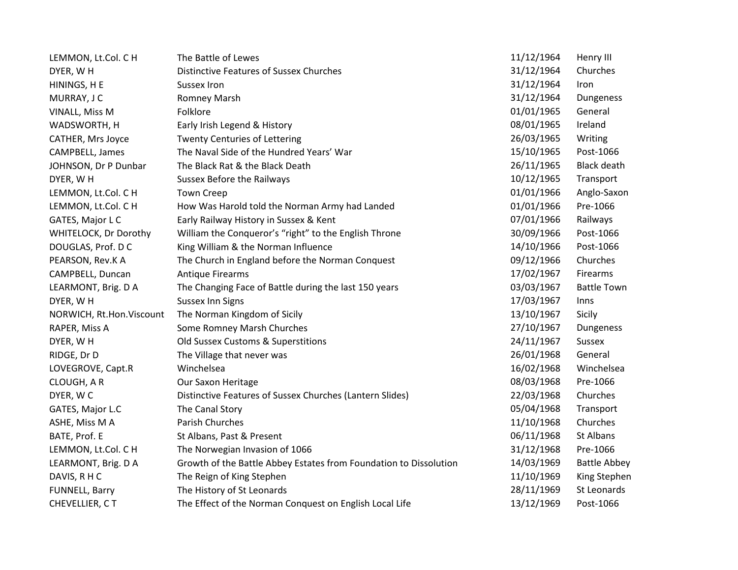| | | | |
|---|---|---|---|
| LEMMON, Lt.Col. C H | The Battle of Lewes | 11/12/1964 | Henry III |
| DYER, W H | Distinctive Features of Sussex Churches | 31/12/1964 | Churches |
| HININGS, H E | Sussex Iron | 31/12/1964 | Iron |
| MURRAY, J C | Romney Marsh | 31/12/1964 | Dungeness |
| VINALL, Miss M | Folklore | 01/01/1965 | General |
| WADSWORTH, H | Early Irish Legend & History | 08/01/1965 | Ireland |
| CATHER, Mrs Joyce | Twenty Centuries of Lettering | 26/03/1965 | Writing |
| CAMPBELL, James | The Naval Side of the Hundred Years' War | 15/10/1965 | Post-1066 |
| JOHNSON, Dr P Dunbar | The Black Rat & the Black Death | 26/11/1965 | Black death |
| DYER, W H | Sussex Before the Railways | 10/12/1965 | Transport |
| LEMMON, Lt.Col. C H | Town Creep | 01/01/1966 | Anglo-Saxon |
| LEMMON, Lt.Col. C H | How Was Harold told the Norman Army had Landed | 01/01/1966 | Pre-1066 |
| GATES, Major L C | Early Railway History in Sussex & Kent | 07/01/1966 | Railways |
| WHITELOCK, Dr Dorothy | William the Conqueror's "right" to the English Throne | 30/09/1966 | Post-1066 |
| DOUGLAS, Prof. D C | King William & the Norman Influence | 14/10/1966 | Post-1066 |
| PEARSON, Rev.K A | The Church in England before the Norman Conquest | 09/12/1966 | Churches |
| CAMPBELL, Duncan | Antique Firearms | 17/02/1967 | Firearms |
| LEARMONT, Brig. D A | The Changing Face of Battle during the last 150 years | 03/03/1967 | Battle Town |
| DYER, W H | Sussex Inn Signs | 17/03/1967 | Inns |
| NORWICH, Rt.Hon.Viscount | The Norman Kingdom of Sicily | 13/10/1967 | Sicily |
| RAPER, Miss A | Some Romney Marsh Churches | 27/10/1967 | Dungeness |
| DYER, W H | Old Sussex Customs & Superstitions | 24/11/1967 | Sussex |
| RIDGE, Dr D | The Village that never was | 26/01/1968 | General |
| LOVEGROVE, Capt.R | Winchelsea | 16/02/1968 | Winchelsea |
| CLOUGH, A R | Our Saxon Heritage | 08/03/1968 | Pre-1066 |
| DYER, W C | Distinctive Features of Sussex Churches (Lantern Slides) | 22/03/1968 | Churches |
| GATES, Major L.C | The Canal Story | 05/04/1968 | Transport |
| ASHE, Miss M A | Parish Churches | 11/10/1968 | Churches |
| BATE, Prof. E | St Albans, Past & Present | 06/11/1968 | St Albans |
| LEMMON, Lt.Col. C H | The Norwegian Invasion of 1066 | 31/12/1968 | Pre-1066 |
| LEARMONT, Brig. D A | Growth of the Battle Abbey Estates from Foundation to Dissolution | 14/03/1969 | Battle Abbey |
| DAVIS, R H C | The Reign of King Stephen | 11/10/1969 | King Stephen |
| FUNNELL, Barry | The History of St Leonards | 28/11/1969 | St Leonards |
| CHEVELLIER, C T | The Effect of the Norman Conquest on English Local Life | 13/12/1969 | Post-1066 |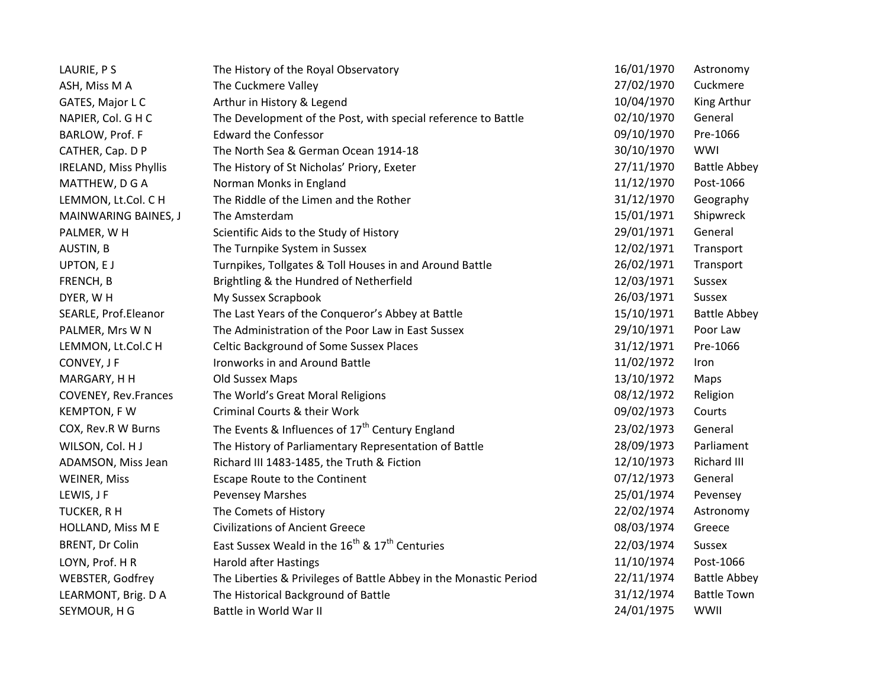| | | | |
|---|---|---|---|
| LAURIE, P S | The History of the Royal Observatory | 16/01/1970 | Astronomy |
| ASH, Miss M A | The Cuckmere Valley | 27/02/1970 | Cuckmere |
| GATES, Major L C | Arthur in History & Legend | 10/04/1970 | King Arthur |
| NAPIER, Col. G H C | The Development of the Post, with special reference to Battle | 02/10/1970 | General |
| BARLOW, Prof. F | Edward the Confessor | 09/10/1970 | Pre-1066 |
| CATHER, Cap. D P | The North Sea & German Ocean 1914-18 | 30/10/1970 | WWI |
| IRELAND, Miss Phyllis | The History of St Nicholas' Priory, Exeter | 27/11/1970 | Battle Abbey |
| MATTHEW, D G A | Norman Monks in England | 11/12/1970 | Post-1066 |
| LEMMON, Lt.Col. C H | The Riddle of the Limen and the Rother | 31/12/1970 | Geography |
| MAINWARING BAINES, J | The Amsterdam | 15/01/1971 | Shipwreck |
| PALMER, W H | Scientific Aids to the Study of History | 29/01/1971 | General |
| AUSTIN, B | The Turnpike System in Sussex | 12/02/1971 | Transport |
| UPTON, E J | Turnpikes, Tollgates & Toll Houses in and Around Battle | 26/02/1971 | Transport |
| FRENCH, B | Brightling & the Hundred of Netherfield | 12/03/1971 | Sussex |
| DYER, W H | My Sussex Scrapbook | 26/03/1971 | Sussex |
| SEARLE, Prof.Eleanor | The Last Years of the Conqueror's Abbey at Battle | 15/10/1971 | Battle Abbey |
| PALMER, Mrs W N | The Administration of the Poor Law in East Sussex | 29/10/1971 | Poor Law |
| LEMMON, Lt.Col.C H | Celtic Background of Some Sussex Places | 31/12/1971 | Pre-1066 |
| CONVEY, J F | Ironworks in and Around Battle | 11/02/1972 | Iron |
| MARGARY, H H | Old Sussex Maps | 13/10/1972 | Maps |
| COVENEY, Rev.Frances | The World's Great Moral Religions | 08/12/1972 | Religion |
| KEMPTON, F W | Criminal Courts & their Work | 09/02/1973 | Courts |
| COX, Rev.R W Burns | The Events & Influences of 17th Century England | 23/02/1973 | General |
| WILSON, Col. H J | The History of Parliamentary Representation of Battle | 28/09/1973 | Parliament |
| ADAMSON, Miss Jean | Richard III 1483-1485, the Truth & Fiction | 12/10/1973 | Richard III |
| WEINER, Miss | Escape Route to the Continent | 07/12/1973 | General |
| LEWIS, J F | Pevensey Marshes | 25/01/1974 | Pevensey |
| TUCKER, R H | The Comets of History | 22/02/1974 | Astronomy |
| HOLLAND, Miss M E | Civilizations of Ancient Greece | 08/03/1974 | Greece |
| BRENT, Dr Colin | East Sussex Weald in the 16th & 17th Centuries | 22/03/1974 | Sussex |
| LOYN, Prof. H R | Harold after Hastings | 11/10/1974 | Post-1066 |
| WEBSTER, Godfrey | The Liberties & Privileges of Battle Abbey in the Monastic Period | 22/11/1974 | Battle Abbey |
| LEARMONT, Brig. D A | The Historical Background of Battle | 31/12/1974 | Battle Town |
| SEYMOUR, H G | Battle in World War II | 24/01/1975 | WWII |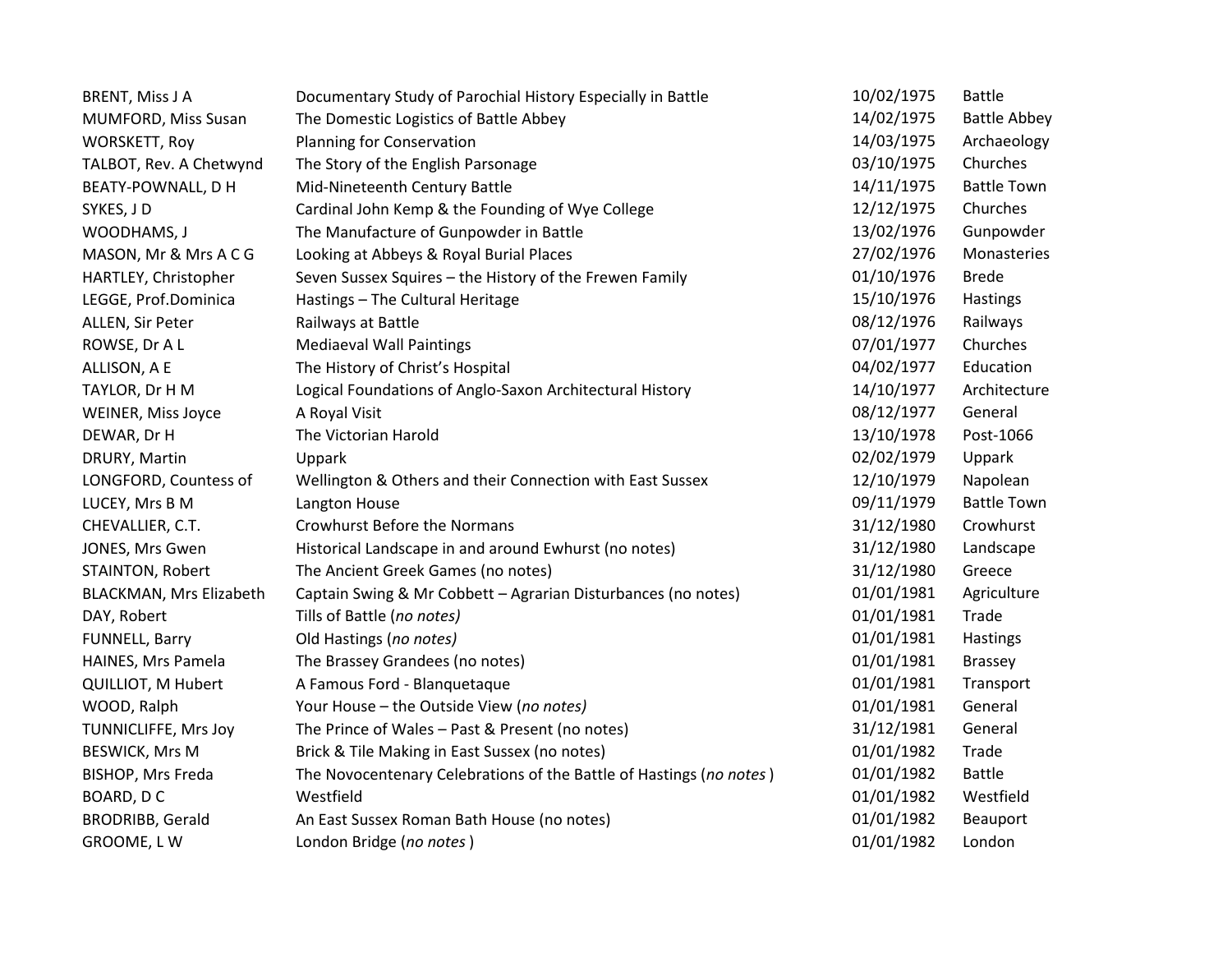| | | | |
|---|---|---|---|
| BRENT, Miss J A | Documentary Study of Parochial History Especially in Battle | 10/02/1975 | Battle |
| MUMFORD, Miss Susan | The Domestic Logistics of Battle Abbey | 14/02/1975 | Battle Abbey |
| WORSKETT, Roy | Planning for Conservation | 14/03/1975 | Archaeology |
| TALBOT, Rev. A Chetwynd | The Story of the English Parsonage | 03/10/1975 | Churches |
| BEATY-POWNALL, D H | Mid-Nineteenth Century Battle | 14/11/1975 | Battle Town |
| SYKES, J D | Cardinal John Kemp & the Founding of Wye College | 12/12/1975 | Churches |
| WOODHAMS, J | The Manufacture of Gunpowder in Battle | 13/02/1976 | Gunpowder |
| MASON, Mr & Mrs A C G | Looking at Abbeys & Royal Burial Places | 27/02/1976 | Monasteries |
| HARTLEY, Christopher | Seven Sussex Squires – the History of the Frewen Family | 01/10/1976 | Brede |
| LEGGE, Prof.Dominica | Hastings – The Cultural Heritage | 15/10/1976 | Hastings |
| ALLEN, Sir Peter | Railways at Battle | 08/12/1976 | Railways |
| ROWSE, Dr A L | Mediaeval Wall Paintings | 07/01/1977 | Churches |
| ALLISON, A E | The History of Christ's Hospital | 04/02/1977 | Education |
| TAYLOR, Dr H M | Logical Foundations of Anglo-Saxon Architectural History | 14/10/1977 | Architecture |
| WEINER, Miss Joyce | A Royal Visit | 08/12/1977 | General |
| DEWAR, Dr H | The Victorian Harold | 13/10/1978 | Post-1066 |
| DRURY, Martin | Uppark | 02/02/1979 | Uppark |
| LONGFORD, Countess of | Wellington & Others and their Connection with East Sussex | 12/10/1979 | Napolean |
| LUCEY, Mrs B M | Langton House | 09/11/1979 | Battle Town |
| CHEVALLIER, C.T. | Crowhurst Before the Normans | 31/12/1980 | Crowhurst |
| JONES, Mrs Gwen | Historical Landscape in and around Ewhurst (no notes) | 31/12/1980 | Landscape |
| STAINTON, Robert | The Ancient Greek Games (no notes) | 31/12/1980 | Greece |
| BLACKMAN, Mrs Elizabeth | Captain Swing & Mr Cobbett – Agrarian Disturbances (no notes) | 01/01/1981 | Agriculture |
| DAY, Robert | Tills of Battle (*no notes)* | 01/01/1981 | Trade |
| FUNNELL, Barry | Old Hastings (*no notes)* | 01/01/1981 | Hastings |
| HAINES, Mrs Pamela | The Brassey Grandees (no notes) | 01/01/1981 | Brassey |
| QUILLIOT, M Hubert | A Famous Ford - Blanquetaque | 01/01/1981 | Transport |
| WOOD, Ralph | Your House – the Outside View (*no notes)* | 01/01/1981 | General |
| TUNNICLIFFE, Mrs Joy | The Prince of Wales – Past & Present (no notes) | 31/12/1981 | General |
| BESWICK, Mrs M | Brick & Tile Making in East Sussex (no notes) | 01/01/1982 | Trade |
| BISHOP, Mrs Freda | The Novocentenary Celebrations of the Battle of Hastings (*no notes* ) | 01/01/1982 | Battle |
| BOARD, D C | Westfield | 01/01/1982 | Westfield |
| BRODRIBB, Gerald | An East Sussex Roman Bath House (no notes) | 01/01/1982 | Beauport |
| GROOME, L W | London Bridge (*no notes* ) | 01/01/1982 | London |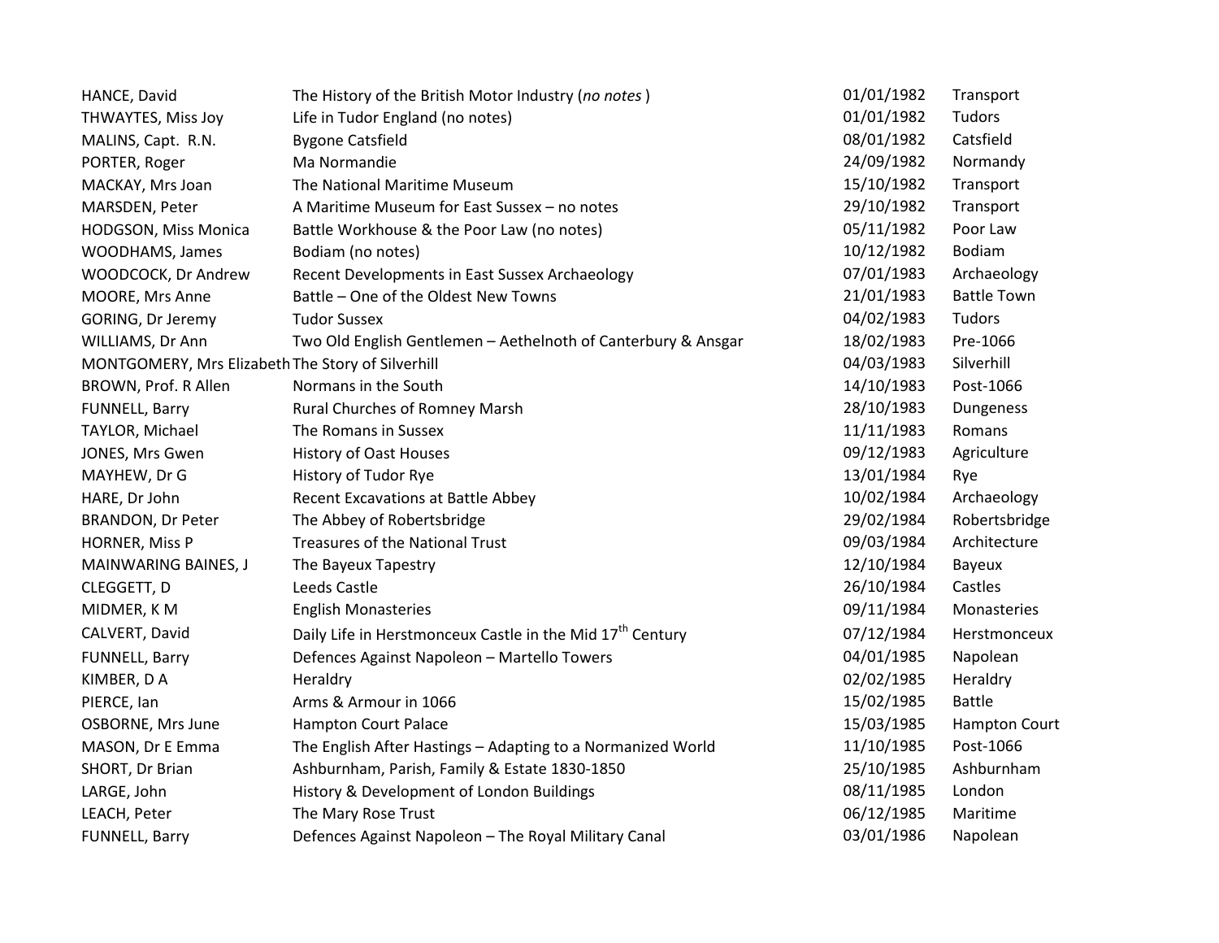| | | | |
|---|---|---|---|
| HANCE, David | The History of the British Motor Industry (*no notes*) | 01/01/1982 | Transport |
| THWAYTES, Miss Joy | Life in Tudor England (no notes) | 01/01/1982 | Tudors |
| MALINS, Capt. R.N. | Bygone Catsfield | 08/01/1982 | Catsfield |
| PORTER, Roger | Ma Normandie | 24/09/1982 | Normandy |
| MACKAY, Mrs Joan | The National Maritime Museum | 15/10/1982 | Transport |
| MARSDEN, Peter | A Maritime Museum for East Sussex – no notes | 29/10/1982 | Transport |
| HODGSON, Miss Monica | Battle Workhouse & the Poor Law (no notes) | 05/11/1982 | Poor Law |
| WOODHAMS, James | Bodiam (no notes) | 10/12/1982 | Bodiam |
| WOODCOCK, Dr Andrew | Recent Developments in East Sussex Archaeology | 07/01/1983 | Archaeology |
| MOORE, Mrs Anne | Battle – One of the Oldest New Towns | 21/01/1983 | Battle Town |
| GORING, Dr Jeremy | Tudor Sussex | 04/02/1983 | Tudors |
| WILLIAMS, Dr Ann | Two Old English Gentlemen – Aethelnoth of Canterbury & Ansgar | 18/02/1983 | Pre-1066 |
| MONTGOMERY, Mrs Elizabeth | The Story of Silverhill | 04/03/1983 | Silverhill |
| BROWN, Prof. R Allen | Normans in the South | 14/10/1983 | Post-1066 |
| FUNNELL, Barry | Rural Churches of Romney Marsh | 28/10/1983 | Dungeness |
| TAYLOR, Michael | The Romans in Sussex | 11/11/1983 | Romans |
| JONES, Mrs Gwen | History of Oast Houses | 09/12/1983 | Agriculture |
| MAYHEW, Dr G | History of Tudor Rye | 13/01/1984 | Rye |
| HARE, Dr John | Recent Excavations at Battle Abbey | 10/02/1984 | Archaeology |
| BRANDON, Dr Peter | The Abbey of Robertsbridge | 29/02/1984 | Robertsbridge |
| HORNER, Miss P | Treasures of the National Trust | 09/03/1984 | Architecture |
| MAINWARING BAINES, J | The Bayeux Tapestry | 12/10/1984 | Bayeux |
| CLEGGETT, D | Leeds Castle | 26/10/1984 | Castles |
| MIDMER, K M | English Monasteries | 09/11/1984 | Monasteries |
| CALVERT, David | Daily Life in Herstmonceux Castle in the Mid 17th Century | 07/12/1984 | Herstmonceux |
| FUNNELL, Barry | Defences Against Napoleon – Martello Towers | 04/01/1985 | Napolean |
| KIMBER, D A | Heraldry | 02/02/1985 | Heraldry |
| PIERCE, Ian | Arms & Armour in 1066 | 15/02/1985 | Battle |
| OSBORNE, Mrs June | Hampton Court Palace | 15/03/1985 | Hampton Court |
| MASON, Dr E Emma | The English After Hastings – Adapting to a Normanized World | 11/10/1985 | Post-1066 |
| SHORT, Dr Brian | Ashburnham, Parish, Family & Estate 1830-1850 | 25/10/1985 | Ashburnham |
| LARGE, John | History & Development of London Buildings | 08/11/1985 | London |
| LEACH, Peter | The Mary Rose Trust | 06/12/1985 | Maritime |
| FUNNELL, Barry | Defences Against Napoleon – The Royal Military Canal | 03/01/1986 | Napolean |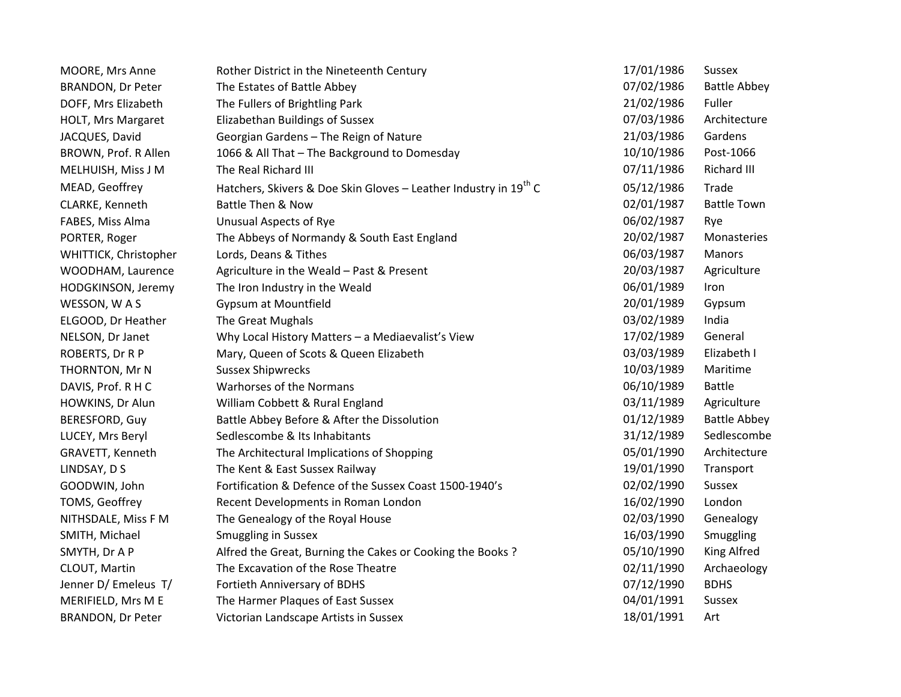| | | | |
|---|---|---|---|
| MOORE, Mrs Anne | Rother District in the Nineteenth Century | 17/01/1986 | Sussex |
| BRANDON, Dr Peter | The Estates of Battle Abbey | 07/02/1986 | Battle Abbey |
| DOFF, Mrs Elizabeth | The Fullers of Brightling Park | 21/02/1986 | Fuller |
| HOLT, Mrs Margaret | Elizabethan Buildings of Sussex | 07/03/1986 | Architecture |
| JACQUES, David | Georgian Gardens – The Reign of Nature | 21/03/1986 | Gardens |
| BROWN, Prof. R Allen | 1066 & All That – The Background to Domesday | 10/10/1986 | Post-1066 |
| MELHUISH, Miss J M | The Real Richard III | 07/11/1986 | Richard III |
| MEAD, Geoffrey | Hatchers, Skivers & Doe Skin Gloves – Leather Industry in 19th C | 05/12/1986 | Trade |
| CLARKE, Kenneth | Battle Then & Now | 02/01/1987 | Battle Town |
| FABES, Miss Alma | Unusual Aspects of Rye | 06/02/1987 | Rye |
| PORTER, Roger | The Abbeys of Normandy & South East England | 20/02/1987 | Monasteries |
| WHITTICK, Christopher | Lords, Deans & Tithes | 06/03/1987 | Manors |
| WOODHAM, Laurence | Agriculture in the Weald – Past & Present | 20/03/1987 | Agriculture |
| HODGKINSON, Jeremy | The Iron Industry in the Weald | 06/01/1989 | Iron |
| WESSON, W A S | Gypsum at Mountfield | 20/01/1989 | Gypsum |
| ELGOOD, Dr Heather | The Great Mughals | 03/02/1989 | India |
| NELSON, Dr Janet | Why Local History Matters – a Mediaevalist's View | 17/02/1989 | General |
| ROBERTS, Dr R P | Mary, Queen of Scots & Queen Elizabeth | 03/03/1989 | Elizabeth I |
| THORNTON, Mr N | Sussex Shipwrecks | 10/03/1989 | Maritime |
| DAVIS, Prof. R H C | Warhorses of the Normans | 06/10/1989 | Battle |
| HOWKINS, Dr Alun | William Cobbett & Rural England | 03/11/1989 | Agriculture |
| BERESFORD, Guy | Battle Abbey Before & After the Dissolution | 01/12/1989 | Battle Abbey |
| LUCEY, Mrs Beryl | Sedlescombe & Its Inhabitants | 31/12/1989 | Sedlescombe |
| GRAVETT, Kenneth | The Architectural Implications of Shopping | 05/01/1990 | Architecture |
| LINDSAY, D S | The Kent & East Sussex Railway | 19/01/1990 | Transport |
| GOODWIN, John | Fortification & Defence of the Sussex Coast 1500-1940's | 02/02/1990 | Sussex |
| TOMS, Geoffrey | Recent Developments in Roman London | 16/02/1990 | London |
| NITHSDALE, Miss F M | The Genealogy of the Royal House | 02/03/1990 | Genealogy |
| SMITH, Michael | Smuggling in Sussex | 16/03/1990 | Smuggling |
| SMYTH, Dr A P | Alfred the Great, Burning the Cakes or Cooking the Books ? | 05/10/1990 | King Alfred |
| CLOUT, Martin | The Excavation of the Rose Theatre | 02/11/1990 | Archaeology |
| Jenner D/ Emeleus T/ | Fortieth Anniversary of BDHS | 07/12/1990 | BDHS |
| MERIFIELD, Mrs M E | The Harmer Plaques of East Sussex | 04/01/1991 | Sussex |
| BRANDON, Dr Peter | Victorian Landscape Artists in Sussex | 18/01/1991 | Art |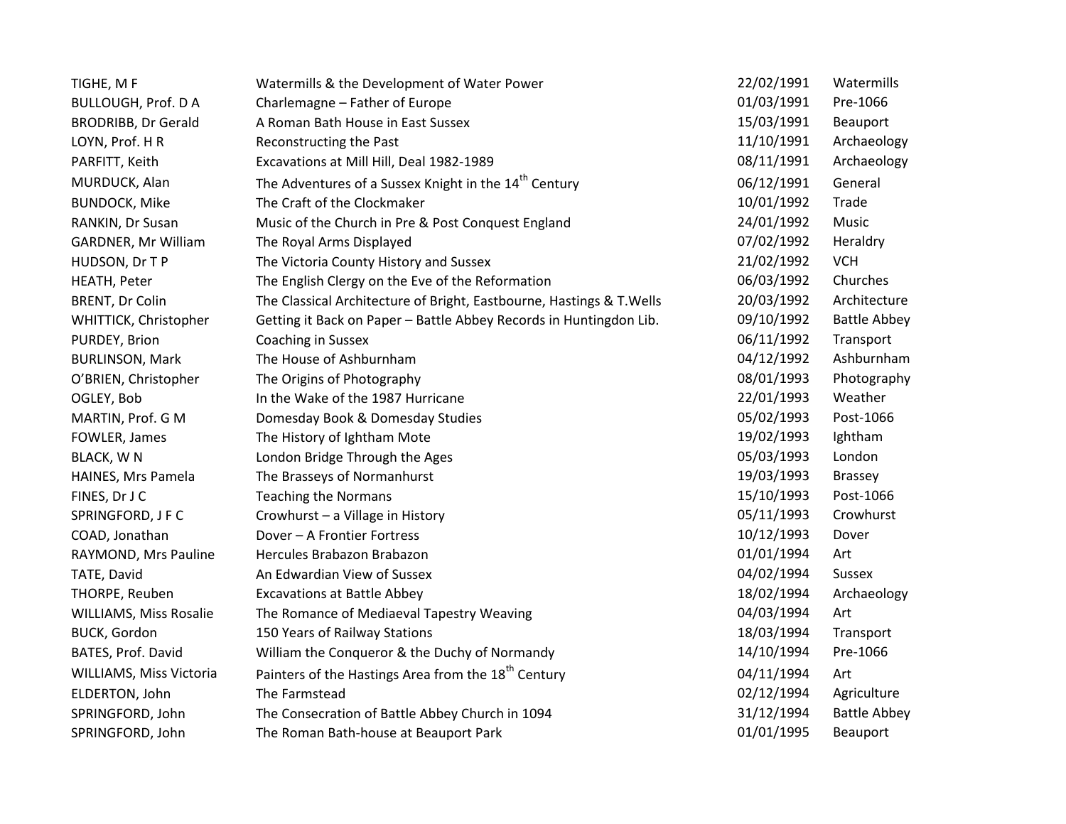| | | | |
|---|---|---|---|
| TIGHE, M F | Watermills & the Development of Water Power | 22/02/1991 | Watermills |
| BULLOUGH, Prof. D A | Charlemagne – Father of Europe | 01/03/1991 | Pre-1066 |
| BRODRIBB, Dr Gerald | A Roman Bath House in East Sussex | 15/03/1991 | Beauport |
| LOYN, Prof. H R | Reconstructing the Past | 11/10/1991 | Archaeology |
| PARFITT, Keith | Excavations at Mill Hill, Deal 1982-1989 | 08/11/1991 | Archaeology |
| MURDUCK, Alan | The Adventures of a Sussex Knight in the 14th Century | 06/12/1991 | General |
| BUNDOCK, Mike | The Craft of the Clockmaker | 10/01/1992 | Trade |
| RANKIN, Dr Susan | Music of the Church in Pre & Post Conquest England | 24/01/1992 | Music |
| GARDNER, Mr William | The Royal Arms Displayed | 07/02/1992 | Heraldry |
| HUDSON, Dr T P | The Victoria County History and Sussex | 21/02/1992 | VCH |
| HEATH, Peter | The English Clergy on the Eve of the Reformation | 06/03/1992 | Churches |
| BRENT, Dr Colin | The Classical Architecture of Bright, Eastbourne, Hastings & T.Wells | 20/03/1992 | Architecture |
| WHITTICK, Christopher | Getting it Back on Paper – Battle Abbey Records in Huntingdon Lib. | 09/10/1992 | Battle Abbey |
| PURDEY, Brion | Coaching in Sussex | 06/11/1992 | Transport |
| BURLINSON, Mark | The House of Ashburnham | 04/12/1992 | Ashburnham |
| O'BRIEN, Christopher | The Origins of Photography | 08/01/1993 | Photography |
| OGLEY, Bob | In the Wake of the 1987 Hurricane | 22/01/1993 | Weather |
| MARTIN, Prof. G M | Domesday Book & Domesday Studies | 05/02/1993 | Post-1066 |
| FOWLER, James | The History of Ightham Mote | 19/02/1993 | Ightham |
| BLACK, W N | London Bridge Through the Ages | 05/03/1993 | London |
| HAINES, Mrs Pamela | The Brasseys of Normanhurst | 19/03/1993 | Brassey |
| FINES, Dr J C | Teaching the Normans | 15/10/1993 | Post-1066 |
| SPRINGFORD, J F C | Crowhurst – a Village in History | 05/11/1993 | Crowhurst |
| COAD, Jonathan | Dover – A Frontier Fortress | 10/12/1993 | Dover |
| RAYMOND, Mrs Pauline | Hercules Brabazon Brabazon | 01/01/1994 | Art |
| TATE, David | An Edwardian View of Sussex | 04/02/1994 | Sussex |
| THORPE, Reuben | Excavations at Battle Abbey | 18/02/1994 | Archaeology |
| WILLIAMS, Miss Rosalie | The Romance of Mediaeval Tapestry Weaving | 04/03/1994 | Art |
| BUCK, Gordon | 150 Years of Railway Stations | 18/03/1994 | Transport |
| BATES, Prof. David | William the Conqueror & the Duchy of Normandy | 14/10/1994 | Pre-1066 |
| WILLIAMS, Miss Victoria | Painters of the Hastings Area from the 18th Century | 04/11/1994 | Art |
| ELDERTON, John | The Farmstead | 02/12/1994 | Agriculture |
| SPRINGFORD, John | The Consecration of Battle Abbey Church in 1094 | 31/12/1994 | Battle Abbey |
| SPRINGFORD, John | The Roman Bath-house at Beauport Park | 01/01/1995 | Beauport |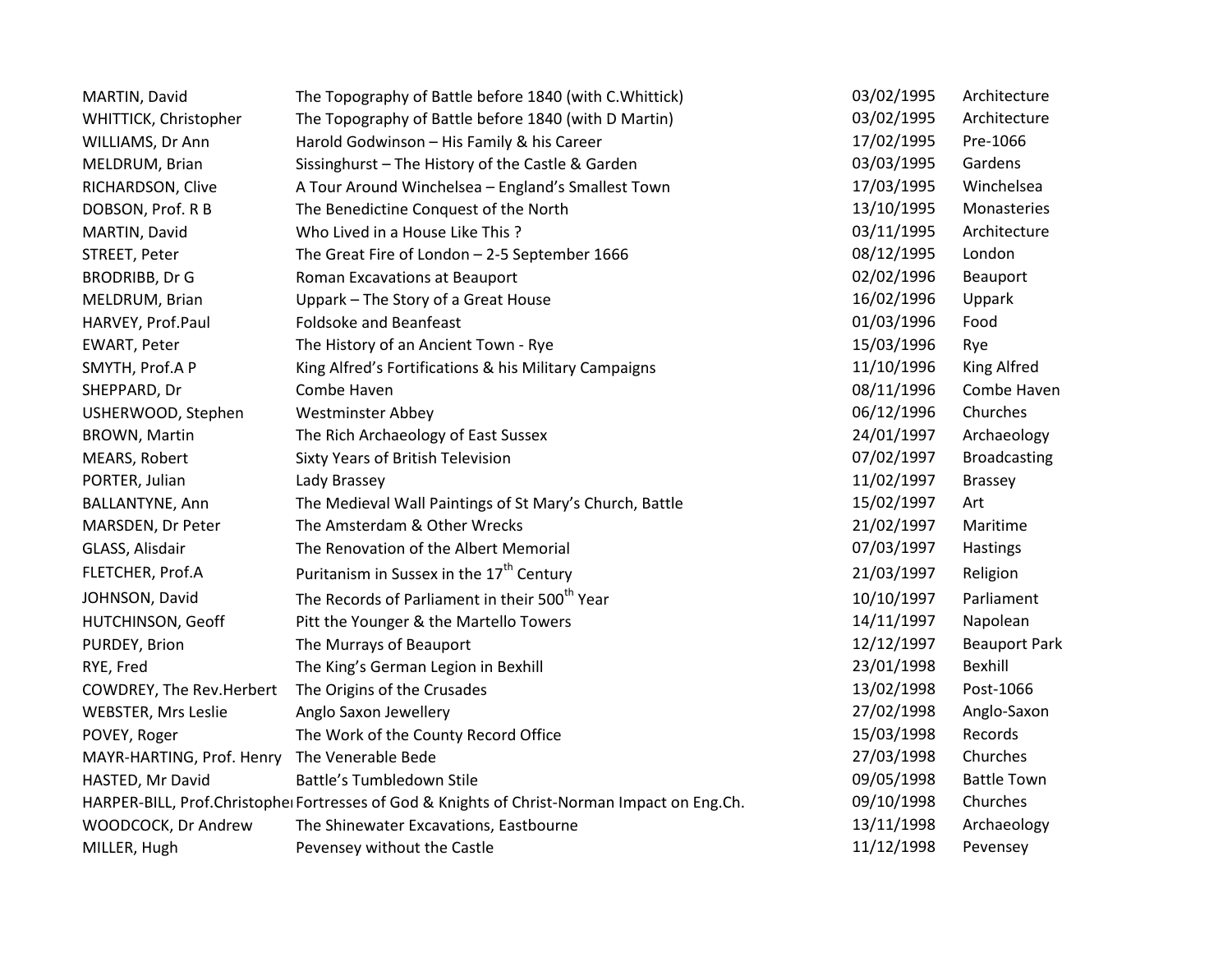| | | | |
|---|---|---|---|
| MARTIN, David | The Topography of Battle before 1840 (with C.Whittick) | 03/02/1995 | Architecture |
| WHITTICK, Christopher | The Topography of Battle before 1840 (with D Martin) | 03/02/1995 | Architecture |
| WILLIAMS, Dr Ann | Harold Godwinson – His Family & his Career | 17/02/1995 | Pre-1066 |
| MELDRUM, Brian | Sissinghurst – The History of the Castle & Garden | 03/03/1995 | Gardens |
| RICHARDSON, Clive | A Tour Around Winchelsea – England's Smallest Town | 17/03/1995 | Winchelsea |
| DOBSON, Prof. R B | The Benedictine Conquest of the North | 13/10/1995 | Monasteries |
| MARTIN, David | Who Lived in a House Like This ? | 03/11/1995 | Architecture |
| STREET, Peter | The Great Fire of London – 2-5 September 1666 | 08/12/1995 | London |
| BRODRIBB, Dr G | Roman Excavations at Beauport | 02/02/1996 | Beauport |
| MELDRUM, Brian | Uppark – The Story of a Great House | 16/02/1996 | Uppark |
| HARVEY, Prof.Paul | Foldsoke and Beanfeast | 01/03/1996 | Food |
| EWART, Peter | The History of an Ancient Town - Rye | 15/03/1996 | Rye |
| SMYTH, Prof.A P | King Alfred's Fortifications & his Military Campaigns | 11/10/1996 | King Alfred |
| SHEPPARD, Dr | Combe Haven | 08/11/1996 | Combe Haven |
| USHERWOOD, Stephen | Westminster Abbey | 06/12/1996 | Churches |
| BROWN, Martin | The Rich Archaeology of East Sussex | 24/01/1997 | Archaeology |
| MEARS, Robert | Sixty Years of British Television | 07/02/1997 | Broadcasting |
| PORTER, Julian | Lady Brassey | 11/02/1997 | Brassey |
| BALLANTYNE, Ann | The Medieval Wall Paintings of St Mary's Church, Battle | 15/02/1997 | Art |
| MARSDEN, Dr Peter | The Amsterdam & Other Wrecks | 21/02/1997 | Maritime |
| GLASS, Alisdair | The Renovation of the Albert Memorial | 07/03/1997 | Hastings |
| FLETCHER, Prof.A | Puritanism in Sussex in the 17th Century | 21/03/1997 | Religion |
| JOHNSON, David | The Records of Parliament in their 500th Year | 10/10/1997 | Parliament |
| HUTCHINSON, Geoff | Pitt the Younger & the Martello Towers | 14/11/1997 | Napolean |
| PURDEY, Brion | The Murrays of Beauport | 12/12/1997 | Beauport Park |
| RYE, Fred | The King's German Legion in Bexhill | 23/01/1998 | Bexhill |
| COWDREY, The Rev.Herbert | The Origins of the Crusades | 13/02/1998 | Post-1066 |
| WEBSTER, Mrs Leslie | Anglo Saxon Jewellery | 27/02/1998 | Anglo-Saxon |
| POVEY, Roger | The Work of the County Record Office | 15/03/1998 | Records |
| MAYR-HARTING, Prof. Henry | The Venerable Bede | 27/03/1998 | Churches |
| HASTED, Mr David | Battle's Tumbledown Stile | 09/05/1998 | Battle Town |
| HARPER-BILL, Prof.Christopher | Fortresses of God & Knights of Christ-Norman Impact on Eng.Ch. | 09/10/1998 | Churches |
| WOODCOCK, Dr Andrew | The Shinewater Excavations, Eastbourne | 13/11/1998 | Archaeology |
| MILLER, Hugh | Pevensey without the Castle | 11/12/1998 | Pevensey |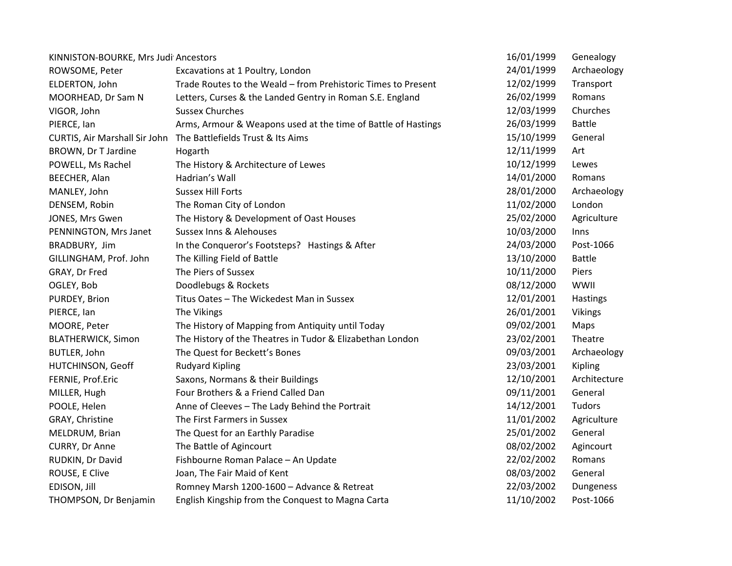| | | | |
|---|---|---|---|
| KINNISTON-BOURKE, Mrs Judi | Ancestors | 16/01/1999 | Genealogy |
| ROWSOME, Peter | Excavations at 1 Poultry, London | 24/01/1999 | Archaeology |
| ELDERTON, John | Trade Routes to the Weald – from Prehistoric Times to Present | 12/02/1999 | Transport |
| MOORHEAD, Dr Sam N | Letters, Curses & the Landed Gentry in Roman S.E. England | 26/02/1999 | Romans |
| VIGOR, John | Sussex Churches | 12/03/1999 | Churches |
| PIERCE, Ian | Arms, Armour & Weapons used at the time of Battle of Hastings | 26/03/1999 | Battle |
| CURTIS, Air Marshall Sir John | The Battlefields Trust & Its Aims | 15/10/1999 | General |
| BROWN, Dr T Jardine | Hogarth | 12/11/1999 | Art |
| POWELL, Ms Rachel | The History & Architecture of Lewes | 10/12/1999 | Lewes |
| BEECHER, Alan | Hadrian's Wall | 14/01/2000 | Romans |
| MANLEY, John | Sussex Hill Forts | 28/01/2000 | Archaeology |
| DENSEM, Robin | The Roman City of London | 11/02/2000 | London |
| JONES, Mrs Gwen | The History & Development of Oast Houses | 25/02/2000 | Agriculture |
| PENNINGTON, Mrs Janet | Sussex Inns & Alehouses | 10/03/2000 | Inns |
| BRADBURY, Jim | In the Conqueror's Footsteps? Hastings & After | 24/03/2000 | Post-1066 |
| GILLINGHAM, Prof. John | The Killing Field of Battle | 13/10/2000 | Battle |
| GRAY, Dr Fred | The Piers of Sussex | 10/11/2000 | Piers |
| OGLEY, Bob | Doodlebugs & Rockets | 08/12/2000 | WWII |
| PURDEY, Brion | Titus Oates – The Wickedest Man in Sussex | 12/01/2001 | Hastings |
| PIERCE, Ian | The Vikings | 26/01/2001 | Vikings |
| MOORE, Peter | The History of Mapping from Antiquity until Today | 09/02/2001 | Maps |
| BLATHERWICK, Simon | The History of the Theatres in Tudor & Elizabethan London | 23/02/2001 | Theatre |
| BUTLER, John | The Quest for Beckett's Bones | 09/03/2001 | Archaeology |
| HUTCHINSON, Geoff | Rudyard Kipling | 23/03/2001 | Kipling |
| FERNIE, Prof.Eric | Saxons, Normans & their Buildings | 12/10/2001 | Architecture |
| MILLER, Hugh | Four Brothers & a Friend Called Dan | 09/11/2001 | General |
| POOLE, Helen | Anne of Cleeves – The Lady Behind the Portrait | 14/12/2001 | Tudors |
| GRAY, Christine | The First Farmers in Sussex | 11/01/2002 | Agriculture |
| MELDRUM, Brian | The Quest for an Earthly Paradise | 25/01/2002 | General |
| CURRY, Dr Anne | The Battle of Agincourt | 08/02/2002 | Agincourt |
| RUDKIN, Dr David | Fishbourne Roman Palace – An Update | 22/02/2002 | Romans |
| ROUSE, E Clive | Joan, The Fair Maid of Kent | 08/03/2002 | General |
| EDISON, Jill | Romney Marsh 1200-1600 – Advance & Retreat | 22/03/2002 | Dungeness |
| THOMPSON, Dr Benjamin | English Kingship from the Conquest to Magna Carta | 11/10/2002 | Post-1066 |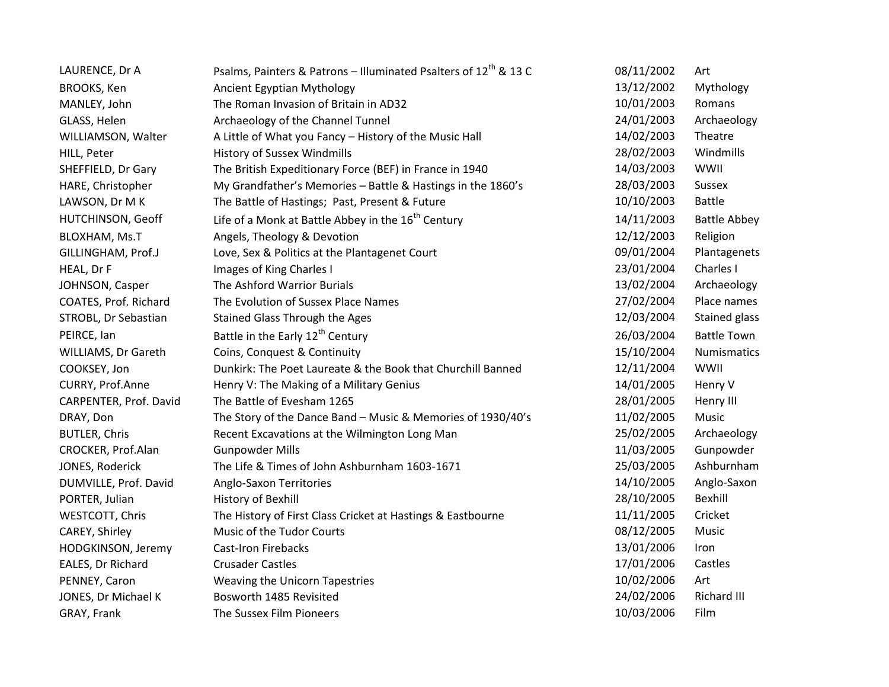| | | | |
|---|---|---|---|
| LAURENCE, Dr A | Psalms, Painters & Patrons – Illuminated Psalters of 12th & 13 C | 08/11/2002 | Art |
| BROOKS, Ken | Ancient Egyptian Mythology | 13/12/2002 | Mythology |
| MANLEY, John | The Roman Invasion of Britain in AD32 | 10/01/2003 | Romans |
| GLASS, Helen | Archaeology of the Channel Tunnel | 24/01/2003 | Archaeology |
| WILLIAMSON, Walter | A Little of What you Fancy – History of the Music Hall | 14/02/2003 | Theatre |
| HILL, Peter | History of Sussex Windmills | 28/02/2003 | Windmills |
| SHEFFIELD, Dr Gary | The British Expeditionary Force (BEF) in France in 1940 | 14/03/2003 | WWII |
| HARE, Christopher | My Grandfather's Memories – Battle & Hastings in the 1860's | 28/03/2003 | Sussex |
| LAWSON, Dr M K | The Battle of Hastings; Past, Present & Future | 10/10/2003 | Battle |
| HUTCHINSON, Geoff | Life of a Monk at Battle Abbey in the 16th Century | 14/11/2003 | Battle Abbey |
| BLOXHAM, Ms.T | Angels, Theology & Devotion | 12/12/2003 | Religion |
| GILLINGHAM, Prof.J | Love, Sex & Politics at the Plantagenet Court | 09/01/2004 | Plantagenets |
| HEAL, Dr F | Images of King Charles I | 23/01/2004 | Charles I |
| JOHNSON, Casper | The Ashford Warrior Burials | 13/02/2004 | Archaeology |
| COATES, Prof. Richard | The Evolution of Sussex Place Names | 27/02/2004 | Place names |
| STROBL, Dr Sebastian | Stained Glass Through the Ages | 12/03/2004 | Stained glass |
| PEIRCE, Ian | Battle in the Early 12th Century | 26/03/2004 | Battle Town |
| WILLIAMS, Dr Gareth | Coins, Conquest & Continuity | 15/10/2004 | Numismatics |
| COOKSEY, Jon | Dunkirk: The Poet Laureate & the Book that Churchill Banned | 12/11/2004 | WWII |
| CURRY, Prof.Anne | Henry V: The Making of a Military Genius | 14/01/2005 | Henry V |
| CARPENTER, Prof. David | The Battle of Evesham 1265 | 28/01/2005 | Henry III |
| DRAY, Don | The Story of the Dance Band – Music & Memories of 1930/40's | 11/02/2005 | Music |
| BUTLER, Chris | Recent Excavations at the Wilmington Long Man | 25/02/2005 | Archaeology |
| CROCKER, Prof.Alan | Gunpowder Mills | 11/03/2005 | Gunpowder |
| JONES, Roderick | The Life & Times of John Ashburnham 1603-1671 | 25/03/2005 | Ashburnham |
| DUMVILLE, Prof. David | Anglo-Saxon Territories | 14/10/2005 | Anglo-Saxon |
| PORTER, Julian | History of Bexhill | 28/10/2005 | Bexhill |
| WESTCOTT, Chris | The History of First Class Cricket at Hastings & Eastbourne | 11/11/2005 | Cricket |
| CAREY, Shirley | Music of the Tudor Courts | 08/12/2005 | Music |
| HODGKINSON, Jeremy | Cast-Iron Firebacks | 13/01/2006 | Iron |
| EALES, Dr Richard | Crusader Castles | 17/01/2006 | Castles |
| PENNEY, Caron | Weaving the Unicorn Tapestries | 10/02/2006 | Art |
| JONES, Dr Michael K | Bosworth 1485 Revisited | 24/02/2006 | Richard III |
| GRAY, Frank | The Sussex Film Pioneers | 10/03/2006 | Film |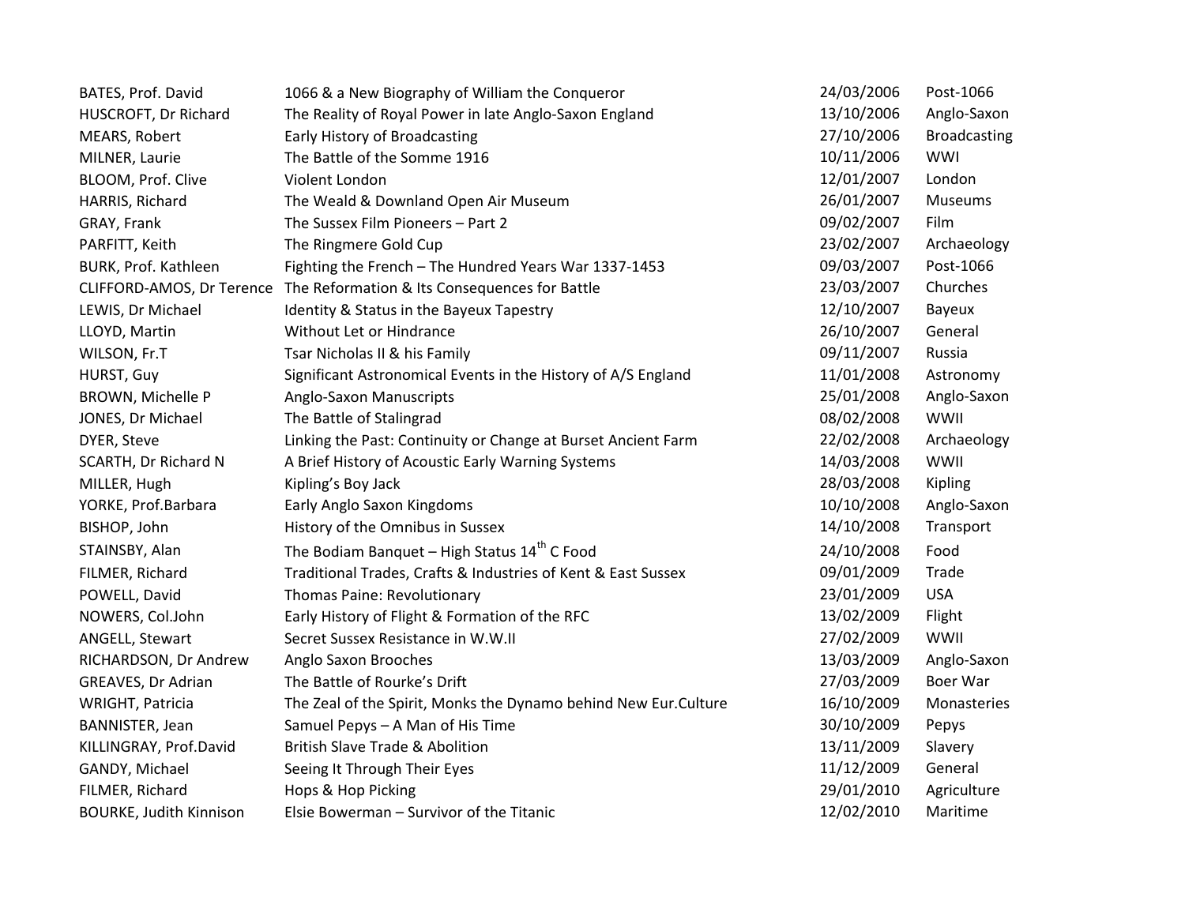| | | | |
|---|---|---|---|
| BATES, Prof. David | 1066 & a New Biography of William the Conqueror | 24/03/2006 | Post-1066 |
| HUSCROFT, Dr Richard | The Reality of Royal Power in late Anglo-Saxon England | 13/10/2006 | Anglo-Saxon |
| MEARS, Robert | Early History of Broadcasting | 27/10/2006 | Broadcasting |
| MILNER, Laurie | The Battle of the Somme 1916 | 10/11/2006 | WWI |
| BLOOM, Prof. Clive | Violent London | 12/01/2007 | London |
| HARRIS, Richard | The Weald & Downland Open Air Museum | 26/01/2007 | Museums |
| GRAY, Frank | The Sussex Film Pioneers – Part 2 | 09/02/2007 | Film |
| PARFITT, Keith | The Ringmere Gold Cup | 23/02/2007 | Archaeology |
| BURK, Prof. Kathleen | Fighting the French – The Hundred Years War 1337-1453 | 09/03/2007 | Post-1066 |
| CLIFFORD-AMOS, Dr Terence | The Reformation & Its Consequences for Battle | 23/03/2007 | Churches |
| LEWIS, Dr Michael | Identity & Status in the Bayeux Tapestry | 12/10/2007 | Bayeux |
| LLOYD, Martin | Without Let or Hindrance | 26/10/2007 | General |
| WILSON, Fr.T | Tsar Nicholas II & his Family | 09/11/2007 | Russia |
| HURST, Guy | Significant Astronomical Events in the History of A/S England | 11/01/2008 | Astronomy |
| BROWN, Michelle P | Anglo-Saxon Manuscripts | 25/01/2008 | Anglo-Saxon |
| JONES, Dr Michael | The Battle of Stalingrad | 08/02/2008 | WWII |
| DYER, Steve | Linking the Past: Continuity or Change at Burset Ancient Farm | 22/02/2008 | Archaeology |
| SCARTH, Dr Richard N | A Brief History of Acoustic Early Warning Systems | 14/03/2008 | WWII |
| MILLER, Hugh | Kipling's Boy Jack | 28/03/2008 | Kipling |
| YORKE, Prof.Barbara | Early Anglo Saxon Kingdoms | 10/10/2008 | Anglo-Saxon |
| BISHOP, John | History of the Omnibus in Sussex | 14/10/2008 | Transport |
| STAINSBY, Alan | The Bodiam Banquet – High Status 14th C Food | 24/10/2008 | Food |
| FILMER, Richard | Traditional Trades, Crafts & Industries of Kent & East Sussex | 09/01/2009 | Trade |
| POWELL, David | Thomas Paine: Revolutionary | 23/01/2009 | USA |
| NOWERS, Col.John | Early History of Flight & Formation of the RFC | 13/02/2009 | Flight |
| ANGELL, Stewart | Secret Sussex Resistance in W.W.II | 27/02/2009 | WWII |
| RICHARDSON, Dr Andrew | Anglo Saxon Brooches | 13/03/2009 | Anglo-Saxon |
| GREAVES, Dr Adrian | The Battle of Rourke's Drift | 27/03/2009 | Boer War |
| WRIGHT, Patricia | The Zeal of the Spirit, Monks the Dynamo behind New Eur.Culture | 16/10/2009 | Monasteries |
| BANNISTER, Jean | Samuel Pepys – A Man of His Time | 30/10/2009 | Pepys |
| KILLINGRAY, Prof.David | British Slave Trade & Abolition | 13/11/2009 | Slavery |
| GANDY, Michael | Seeing It Through Their Eyes | 11/12/2009 | General |
| FILMER, Richard | Hops & Hop Picking | 29/01/2010 | Agriculture |
| BOURKE, Judith Kinnison | Elsie Bowerman – Survivor of the Titanic | 12/02/2010 | Maritime |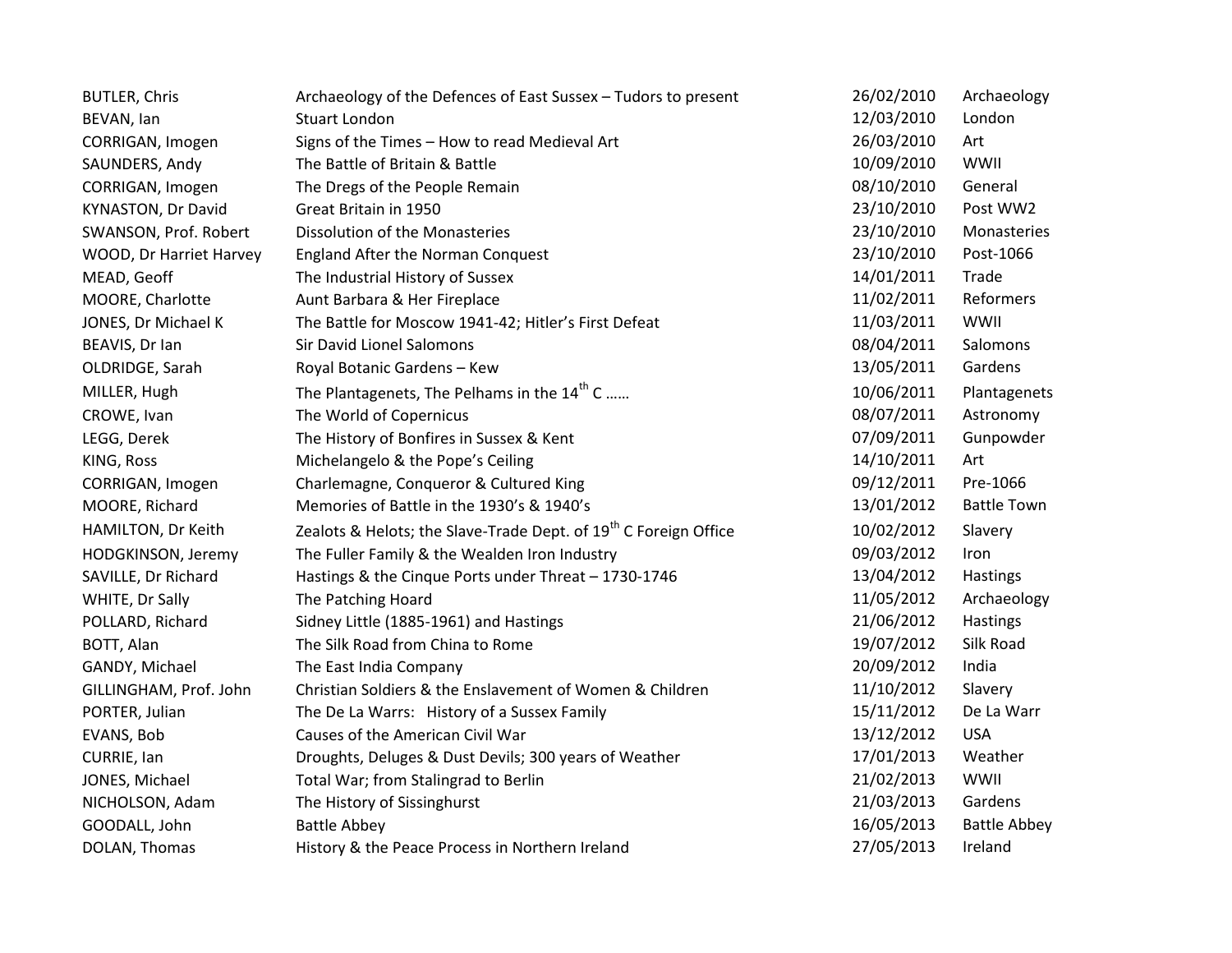| | | | |
|---|---|---|---|
| BUTLER, Chris | Archaeology of the Defences of East Sussex – Tudors to present | 26/02/2010 | Archaeology |
| BEVAN, Ian | Stuart London | 12/03/2010 | London |
| CORRIGAN, Imogen | Signs of the Times – How to read Medieval Art | 26/03/2010 | Art |
| SAUNDERS, Andy | The Battle of Britain & Battle | 10/09/2010 | WWII |
| CORRIGAN, Imogen | The Dregs of the People Remain | 08/10/2010 | General |
| KYNASTON, Dr David | Great Britain in 1950 | 23/10/2010 | Post WW2 |
| SWANSON, Prof. Robert | Dissolution of the Monasteries | 23/10/2010 | Monasteries |
| WOOD, Dr Harriet Harvey | England After the Norman Conquest | 23/10/2010 | Post-1066 |
| MEAD, Geoff | The Industrial History of Sussex | 14/01/2011 | Trade |
| MOORE, Charlotte | Aunt Barbara & Her Fireplace | 11/02/2011 | Reformers |
| JONES, Dr Michael K | The Battle for Moscow 1941-42; Hitler's First Defeat | 11/03/2011 | WWII |
| BEAVIS, Dr Ian | Sir David Lionel Salomons | 08/04/2011 | Salomons |
| OLDRIDGE, Sarah | Royal Botanic Gardens – Kew | 13/05/2011 | Gardens |
| MILLER, Hugh | The Plantagenets, The Pelhams in the 14th C …… | 10/06/2011 | Plantagenets |
| CROWE, Ivan | The World of Copernicus | 08/07/2011 | Astronomy |
| LEGG, Derek | The History of Bonfires in Sussex & Kent | 07/09/2011 | Gunpowder |
| KING, Ross | Michelangelo & the Pope's Ceiling | 14/10/2011 | Art |
| CORRIGAN, Imogen | Charlemagne, Conqueror & Cultured King | 09/12/2011 | Pre-1066 |
| MOORE, Richard | Memories of Battle in the 1930's & 1940's | 13/01/2012 | Battle Town |
| HAMILTON, Dr Keith | Zealots & Helots; the Slave-Trade Dept. of 19th C Foreign Office | 10/02/2012 | Slavery |
| HODGKINSON, Jeremy | The Fuller Family & the Wealden Iron Industry | 09/03/2012 | Iron |
| SAVILLE, Dr Richard | Hastings & the Cinque Ports under Threat – 1730-1746 | 13/04/2012 | Hastings |
| WHITE, Dr Sally | The Patching Hoard | 11/05/2012 | Archaeology |
| POLLARD, Richard | Sidney Little (1885-1961) and Hastings | 21/06/2012 | Hastings |
| BOTT, Alan | The Silk Road from China to Rome | 19/07/2012 | Silk Road |
| GANDY, Michael | The East India Company | 20/09/2012 | India |
| GILLINGHAM, Prof. John | Christian Soldiers & the Enslavement of Women & Children | 11/10/2012 | Slavery |
| PORTER, Julian | The De La Warrs: History of a Sussex Family | 15/11/2012 | De La Warr |
| EVANS, Bob | Causes of the American Civil War | 13/12/2012 | USA |
| CURRIE, Ian | Droughts, Deluges & Dust Devils; 300 years of Weather | 17/01/2013 | Weather |
| JONES, Michael | Total War; from Stalingrad to Berlin | 21/02/2013 | WWII |
| NICHOLSON, Adam | The History of Sissinghurst | 21/03/2013 | Gardens |
| GOODALL, John | Battle Abbey | 16/05/2013 | Battle Abbey |
| DOLAN, Thomas | History & the Peace Process in Northern Ireland | 27/05/2013 | Ireland |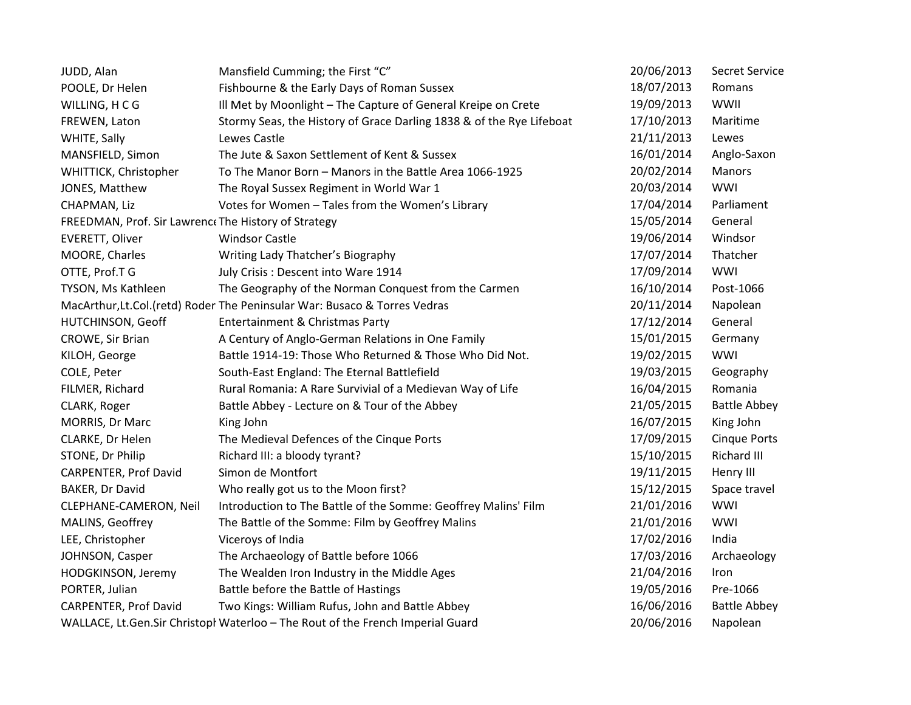| | | | |
|---|---|---|---|
| JUDD, Alan | Mansfield Cumming; the First "C" | 20/06/2013 | Secret Service |
| POOLE, Dr Helen | Fishbourne & the Early Days of Roman Sussex | 18/07/2013 | Romans |
| WILLING, H C G | Ill Met by Moonlight – The Capture of General Kreipe on Crete | 19/09/2013 | WWII |
| FREWEN, Laton | Stormy Seas, the History of Grace Darling 1838 & of the Rye Lifeboat | 17/10/2013 | Maritime |
| WHITE, Sally | Lewes Castle | 21/11/2013 | Lewes |
| MANSFIELD, Simon | The Jute & Saxon Settlement of Kent & Sussex | 16/01/2014 | Anglo-Saxon |
| WHITTICK, Christopher | To The Manor Born – Manors in the Battle Area 1066-1925 | 20/02/2014 | Manors |
| JONES, Matthew | The Royal Sussex Regiment in World War 1 | 20/03/2014 | WWI |
| CHAPMAN, Liz | Votes for Women – Tales from the Women's Library | 17/04/2014 | Parliament |
| FREEDMAN, Prof. Sir Lawrence | The History of Strategy | 15/05/2014 | General |
| EVERETT, Oliver | Windsor Castle | 19/06/2014 | Windsor |
| MOORE, Charles | Writing Lady Thatcher's Biography | 17/07/2014 | Thatcher |
| OTTE, Prof.T G | July Crisis : Descent into Ware 1914 | 17/09/2014 | WWI |
| TYSON, Ms Kathleen | The Geography of the Norman Conquest from the Carmen | 16/10/2014 | Post-1066 |
| MacArthur,Lt.Col.(retd) Roder | The Peninsular War: Busaco & Torres Vedras | 20/11/2014 | Napolean |
| HUTCHINSON, Geoff | Entertainment & Christmas Party | 17/12/2014 | General |
| CROWE, Sir Brian | A Century of Anglo-German Relations in One Family | 15/01/2015 | Germany |
| KILOH, George | Battle 1914-19: Those Who Returned & Those Who Did Not. | 19/02/2015 | WWI |
| COLE, Peter | South-East England: The Eternal Battlefield | 19/03/2015 | Geography |
| FILMER, Richard | Rural Romania: A Rare Survivial of a Medievan Way of Life | 16/04/2015 | Romania |
| CLARK, Roger | Battle Abbey - Lecture on & Tour of the Abbey | 21/05/2015 | Battle Abbey |
| MORRIS, Dr Marc | King John | 16/07/2015 | King John |
| CLARKE, Dr Helen | The Medieval Defences of the Cinque Ports | 17/09/2015 | Cinque Ports |
| STONE, Dr Philip | Richard III: a bloody tyrant? | 15/10/2015 | Richard III |
| CARPENTER, Prof David | Simon de Montfort | 19/11/2015 | Henry III |
| BAKER, Dr David | Who really got us to the Moon first? | 15/12/2015 | Space travel |
| CLEPHANE-CAMERON, Neil | Introduction to The Battle of the Somme: Geoffrey Malins' Film | 21/01/2016 | WWI |
| MALINS, Geoffrey | The Battle of the Somme: Film by Geoffrey Malins | 21/01/2016 | WWI |
| LEE, Christopher | Viceroys of India | 17/02/2016 | India |
| JOHNSON, Casper | The Archaeology of Battle before 1066 | 17/03/2016 | Archaeology |
| HODGKINSON, Jeremy | The Wealden Iron Industry in the Middle Ages | 21/04/2016 | Iron |
| PORTER, Julian | Battle before the Battle of Hastings | 19/05/2016 | Pre-1066 |
| CARPENTER, Prof David | Two Kings: William Rufus, John and Battle Abbey | 16/06/2016 | Battle Abbey |
| WALLACE, Lt.Gen.Sir Christoph | Waterloo – The Rout of the French Imperial Guard | 20/06/2016 | Napolean |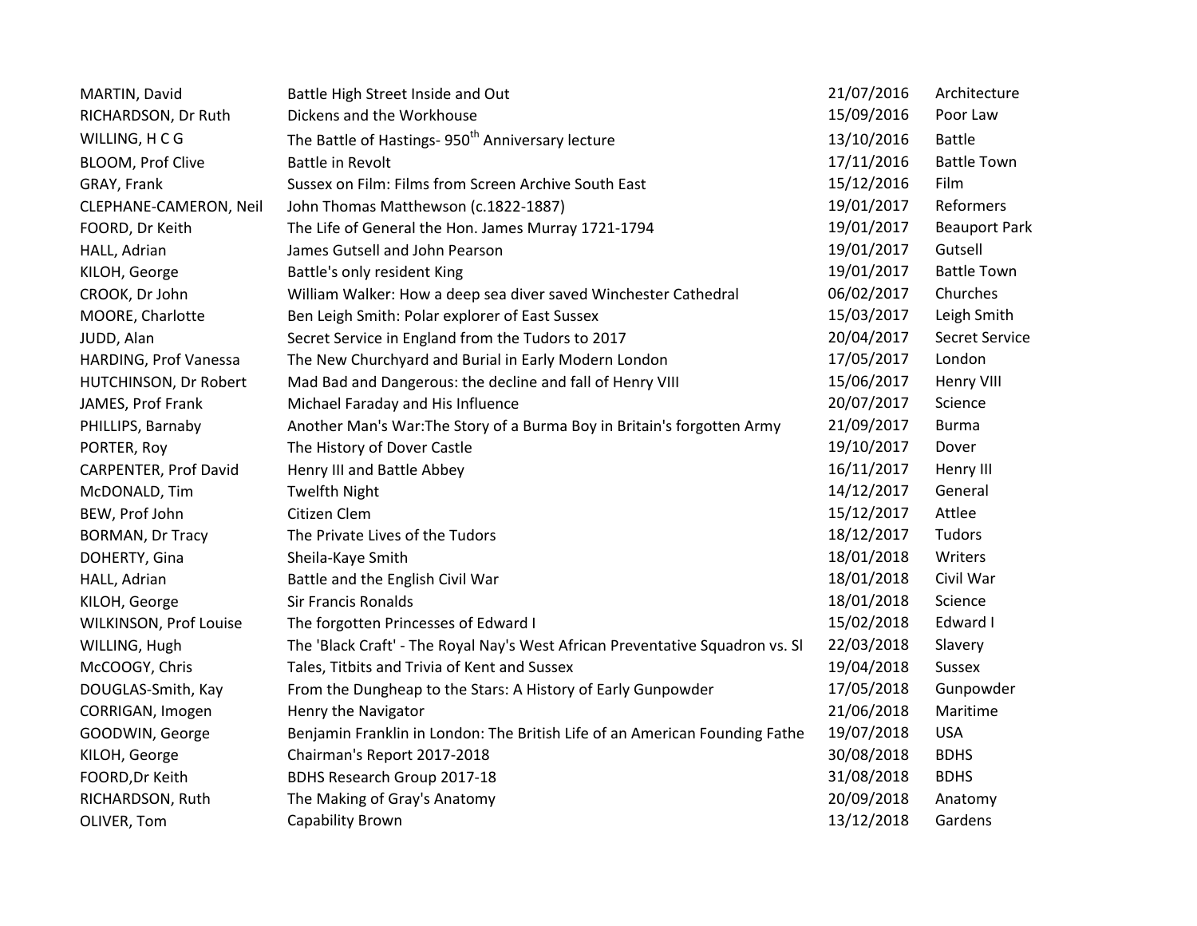| | | | |
|---|---|---|---|
| MARTIN, David | Battle High Street Inside and Out | 21/07/2016 | Architecture |
| RICHARDSON, Dr Ruth | Dickens and the Workhouse | 15/09/2016 | Poor Law |
| WILLING, H C G | The Battle of Hastings- 950th Anniversary lecture | 13/10/2016 | Battle |
| BLOOM, Prof Clive | Battle in Revolt | 17/11/2016 | Battle Town |
| GRAY, Frank | Sussex on Film: Films from Screen Archive South East | 15/12/2016 | Film |
| CLEPHANE-CAMERON, Neil | John Thomas Matthewson (c.1822-1887) | 19/01/2017 | Reformers |
| FOORD, Dr Keith | The Life of General the Hon. James Murray 1721-1794 | 19/01/2017 | Beauport Park |
| HALL, Adrian | James Gutsell and John Pearson | 19/01/2017 | Gutsell |
| KILOH, George | Battle's only resident King | 19/01/2017 | Battle Town |
| CROOK, Dr John | William Walker: How a deep sea diver saved Winchester Cathedral | 06/02/2017 | Churches |
| MOORE, Charlotte | Ben Leigh Smith: Polar explorer of East Sussex | 15/03/2017 | Leigh Smith |
| JUDD, Alan | Secret Service in England from the Tudors to 2017 | 20/04/2017 | Secret Service |
| HARDING, Prof Vanessa | The New Churchyard and Burial in Early Modern London | 17/05/2017 | London |
| HUTCHINSON, Dr Robert | Mad Bad and Dangerous: the decline and fall of Henry VIII | 15/06/2017 | Henry VIII |
| JAMES, Prof Frank | Michael Faraday and His Influence | 20/07/2017 | Science |
| PHILLIPS, Barnaby | Another Man's War:The Story of a Burma Boy in Britain's forgotten Army | 21/09/2017 | Burma |
| PORTER, Roy | The History of Dover Castle | 19/10/2017 | Dover |
| CARPENTER, Prof David | Henry III and Battle Abbey | 16/11/2017 | Henry III |
| McDONALD, Tim | Twelfth Night | 14/12/2017 | General |
| BEW, Prof John | Citizen Clem | 15/12/2017 | Attlee |
| BORMAN, Dr Tracy | The Private Lives of the Tudors | 18/12/2017 | Tudors |
| DOHERTY, Gina | Sheila-Kaye Smith | 18/01/2018 | Writers |
| HALL, Adrian | Battle and the English Civil War | 18/01/2018 | Civil War |
| KILOH, George | Sir Francis Ronalds | 18/01/2018 | Science |
| WILKINSON, Prof Louise | The forgotten Princesses of Edward I | 15/02/2018 | Edward I |
| WILLING, Hugh | The 'Black Craft' - The Royal Nay's West African Preventative Squadron vs. Sl | 22/03/2018 | Slavery |
| McCOOGY, Chris | Tales, Titbits and Trivia of Kent and Sussex | 19/04/2018 | Sussex |
| DOUGLAS-Smith, Kay | From the Dungheap to the Stars: A History of Early Gunpowder | 17/05/2018 | Gunpowder |
| CORRIGAN, Imogen | Henry the Navigator | 21/06/2018 | Maritime |
| GOODWIN, George | Benjamin Franklin in London: The British Life of an American Founding Fathe | 19/07/2018 | USA |
| KILOH, George | Chairman's Report 2017-2018 | 30/08/2018 | BDHS |
| FOORD,Dr Keith | BDHS Research Group 2017-18 | 31/08/2018 | BDHS |
| RICHARDSON, Ruth | The Making of Gray's Anatomy | 20/09/2018 | Anatomy |
| OLIVER, Tom | Capability Brown | 13/12/2018 | Gardens |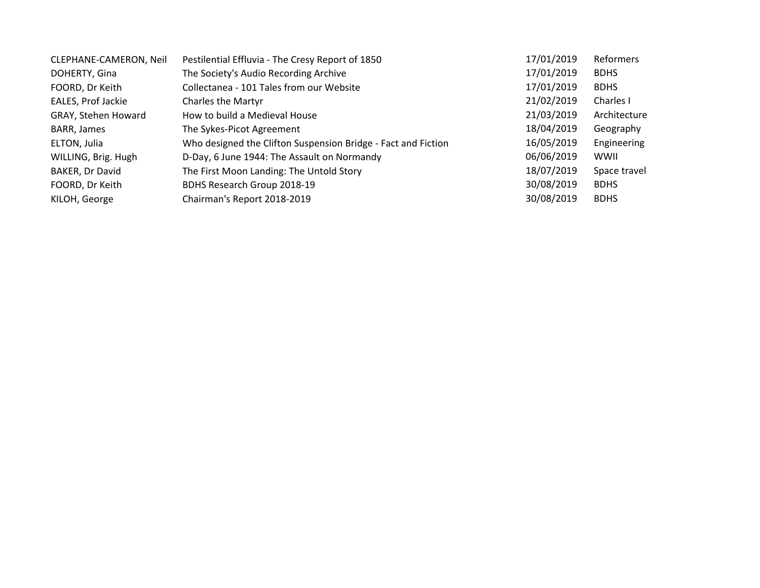| | | | |
|---|---|---|---|
| CLEPHANE-CAMERON, Neil | Pestilential Effluvia - The Cresy Report of 1850 | 17/01/2019 | Reformers |
| DOHERTY, Gina | The Society's Audio Recording Archive | 17/01/2019 | BDHS |
| FOORD, Dr Keith | Collectanea - 101 Tales from our Website | 17/01/2019 | BDHS |
| EALES, Prof Jackie | Charles the Martyr | 21/02/2019 | Charles I |
| GRAY, Stehen Howard | How to build a Medieval House | 21/03/2019 | Architecture |
| BARR, James | The Sykes-Picot Agreement | 18/04/2019 | Geography |
| ELTON, Julia | Who designed the Clifton Suspension Bridge - Fact and Fiction | 16/05/2019 | Engineering |
| WILLING, Brig. Hugh | D-Day, 6 June 1944: The Assault on Normandy | 06/06/2019 | WWII |
| BAKER, Dr David | The First Moon Landing: The Untold Story | 18/07/2019 | Space travel |
| FOORD, Dr Keith | BDHS Research Group 2018-19 | 30/08/2019 | BDHS |
| KILOH, George | Chairman's Report 2018-2019 | 30/08/2019 | BDHS |